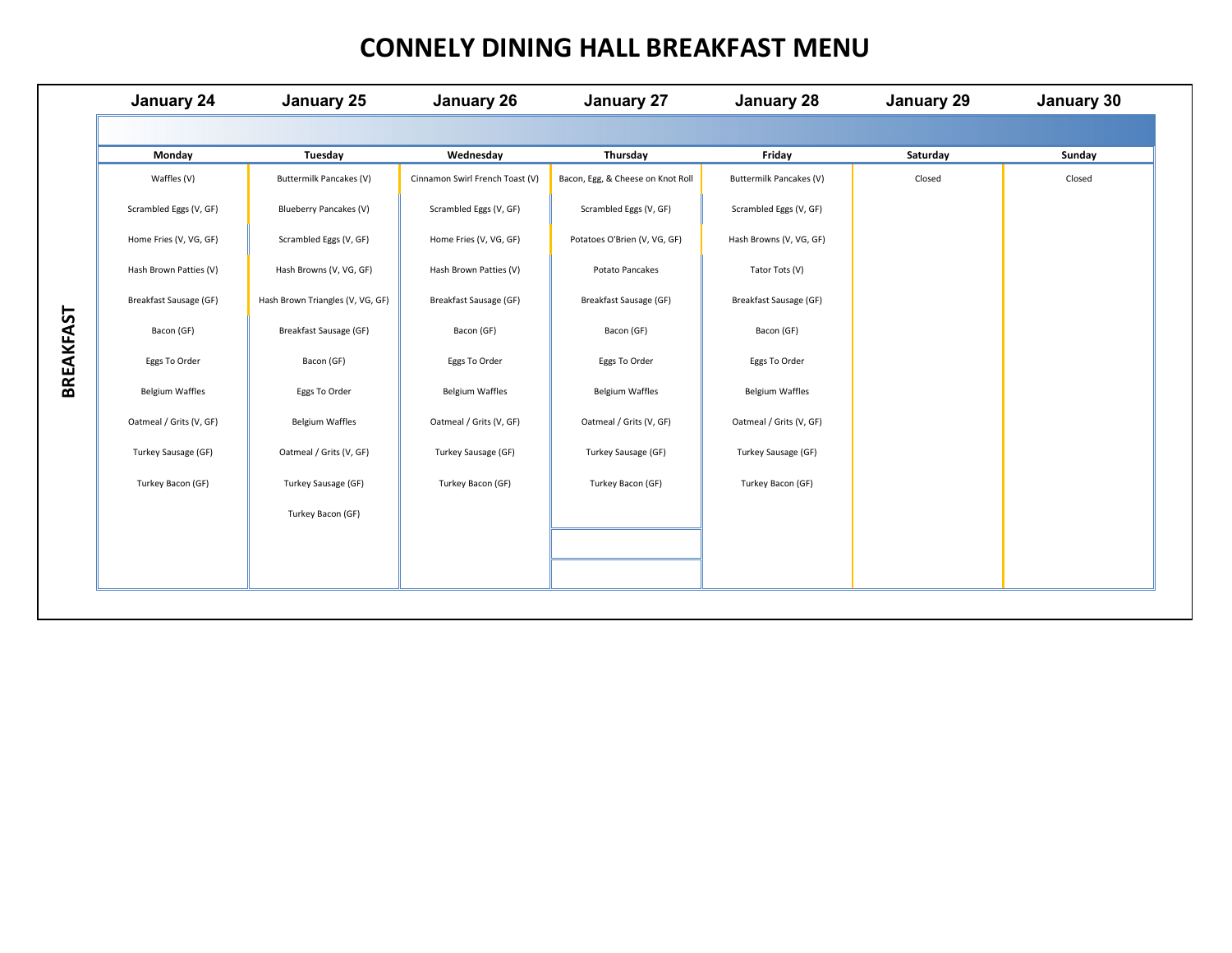# CONNELY DINING HALL BREAKFAST MENU

**BREAKFAST**

| January 24 | January 25 | January 26 | January 27 | January 28 | January 29 | January 30 |
|---|---|---|---|---|---|---|
| **Monday** | **Tuesday** | **Wednesday** | **Thursday** | **Friday** | **Saturday** | **Sunday** |
| Waffles (V) | Buttermilk Pancakes (V) | Cinnamon Swirl French Toast (V) | Bacon, Egg, & Cheese on Knot Roll | Buttermilk Pancakes (V) | Closed | Closed |
| Scrambled Eggs (V, GF) | Blueberry Pancakes (V) | Scrambled Eggs (V, GF) | Scrambled Eggs (V, GF) | Scrambled Eggs (V, GF) | | |
| Home Fries (V, VG, GF) | Scrambled Eggs (V, GF) | Home Fries (V, VG, GF) | Potatoes O'Brien (V, VG, GF) | Hash Browns (V, VG, GF) | | |
| Hash Brown Patties (V) | Hash Browns (V, VG, GF) | Hash Brown Patties (V) | Potato Pancakes | Tator Tots (V) | | |
| Breakfast Sausage (GF) | Hash Brown Triangles (V, VG, GF) | Breakfast Sausage (GF) | Breakfast Sausage (GF) | Breakfast Sausage (GF) | | |
| Bacon (GF) | Breakfast Sausage (GF) | Bacon (GF) | Bacon (GF) | Bacon (GF) | | |
| Eggs To Order | Bacon (GF) | Eggs To Order | Eggs To Order | Eggs To Order | | |
| Belgium Waffles | Eggs To Order | Belgium Waffles | Belgium Waffles | Belgium Waffles | | |
| Oatmeal / Grits (V, GF) | Belgium Waffles | Oatmeal / Grits (V, GF) | Oatmeal / Grits (V, GF) | Oatmeal / Grits (V, GF) | | |
| Turkey Sausage (GF) | Oatmeal / Grits (V, GF) | Turkey Sausage (GF) | Turkey Sausage (GF) | Turkey Sausage (GF) | | |
| Turkey Bacon (GF) | Turkey Sausage (GF) | Turkey Bacon (GF) | Turkey Bacon (GF) | Turkey Bacon (GF) | | |
| | Turkey Bacon (GF) | | | | | |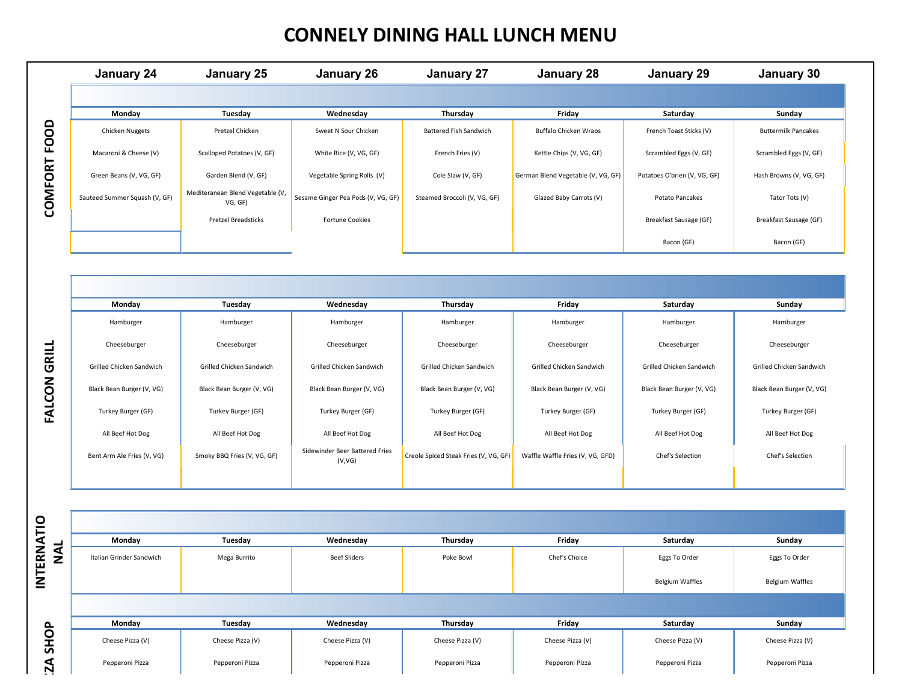# CONNELY DINING HALL LUNCH MENU

## COMFORT FOOD

| January 24 | January 25 | January 26 | January 27 | January 28 | January 29 | January 30 |
|---|---|---|---|---|---|---|
| Monday | Tuesday | Wednesday | Thursday | Friday | Saturday | Sunday |
| Chicken Nuggets | Pretzel Chicken | Sweet N Sour Chicken | Battered Fish Sandwich | Buffalo Chicken Wraps | French Toast Sticks (V) | Buttermilk Pancakes |
| Macaroni & Cheese (V) | Scalloped Potatoes (V, GF) | White Rice (V, VG, GF) | French Fries (V) | Kettle Chips (V, VG, GF) | Scrambled Eggs (V, GF) | Scrambled Eggs (V, GF) |
| Green Beans (V, VG, GF) | Garden Blend (V, GF) | Vegetable Spring Rolls (V) | Cole Slaw (V, GF) | German Blend Vegetable (V, VG, GF) | Potatoes O'brien (V, VG, GF) | Hash Browns (V, VG, GF) |
| Sauteed Summer Squash (V, GF) | Mediteranean Blend Vegetable (V, VG, GF) | Sesame Ginger Pea Pods (V, VG, GF) | Steamed Broccoli (V, VG, GF) | Glazed Baby Carrots (V) | Potato Pancakes | Tator Tots (V) |
| | Pretzel Breadsticks | Fortune Cookies | | | Breakfast Sausage (GF) | Breakfast Sausage (GF) |
| | | | | | Bacon (GF) | Bacon (GF) |

## FALCON GRILL

| Monday | Tuesday | Wednesday | Thursday | Friday | Saturday | Sunday |
|---|---|---|---|---|---|---|
| Hamburger | Hamburger | Hamburger | Hamburger | Hamburger | Hamburger | Hamburger |
| Cheeseburger | Cheeseburger | Cheeseburger | Cheeseburger | Cheeseburger | Cheeseburger | Cheeseburger |
| Grilled Chicken Sandwich | Grilled Chicken Sandwich | Grilled Chicken Sandwich | Grilled Chicken Sandwich | Grilled Chicken Sandwich | Grilled Chicken Sandwich | Grilled Chicken Sandwich |
| Black Bean Burger (V, VG) | Black Bean Burger (V, VG) | Black Bean Burger (V, VG) | Black Bean Burger (V, VG) | Black Bean Burger (V, VG) | Black Bean Burger (V, VG) | Black Bean Burger (V, VG) |
| Turkey Burger (GF) | Turkey Burger (GF) | Turkey Burger (GF) | Turkey Burger (GF) | Turkey Burger (GF) | Turkey Burger (GF) | Turkey Burger (GF) |
| All Beef Hot Dog | All Beef Hot Dog | All Beef Hot Dog | All Beef Hot Dog | All Beef Hot Dog | All Beef Hot Dog | All Beef Hot Dog |
| Bent Arm Ale Fries (V, VG) | Smoky BBQ Fries (V, VG, GF) | Sidewinder Beer Battered Fries (V,VG) | Creole Spiced Steak Fries (V, VG, GF) | Waffle Waffle Fries (V, VG, GFD) | Chef's Selection | Chef's Selection |

## INTERNATIONAL

| Monday | Tuesday | Wednesday | Thursday | Friday | Saturday | Sunday |
|---|---|---|---|---|---|---|
| Italian Grinder Sandwich | Mega Burrito | Beef Sliders | Poke Bowl | Chef's Choice | Eggs To Order | Eggs To Order |
| | | | | | Belgium Waffles | Belgium Waffles |

## PIZZA SHOP

| Monday | Tuesday | Wednesday | Thursday | Friday | Saturday | Sunday |
|---|---|---|---|---|---|---|
| Cheese Pizza (V) | Cheese Pizza (V) | Cheese Pizza (V) | Cheese Pizza (V) | Cheese Pizza (V) | Cheese Pizza (V) | Cheese Pizza (V) |
| Pepperoni Pizza | Pepperoni Pizza | Pepperoni Pizza | Pepperoni Pizza | Pepperoni Pizza | Pepperoni Pizza | Pepperoni Pizza |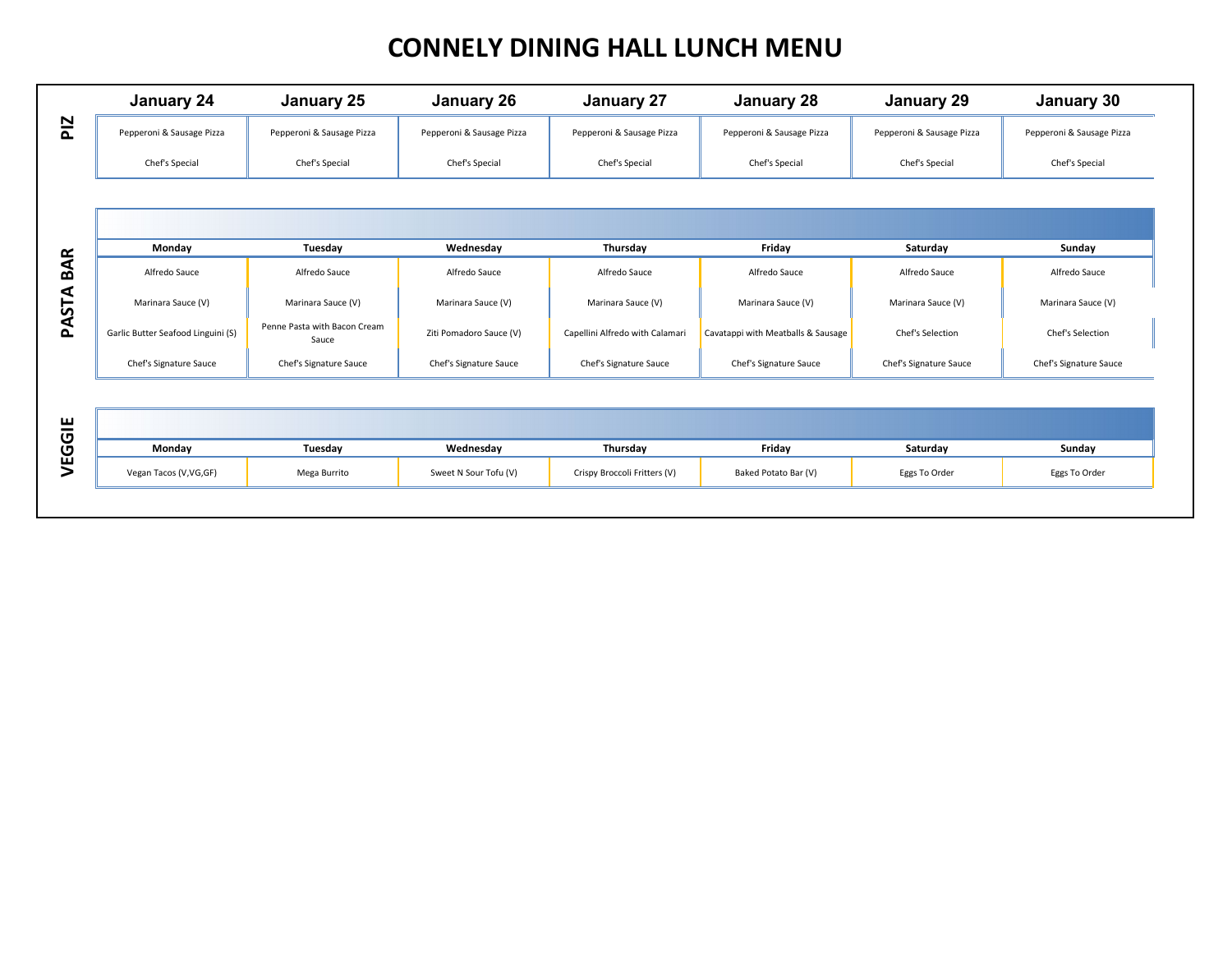# CONNELY DINING HALL LUNCH MENU

## PIZ

| January 24 | January 25 | January 26 | January 27 | January 28 | January 29 | January 30 |
|---|---|---|---|---|---|---|
| Pepperoni & Sausage Pizza | Pepperoni & Sausage Pizza | Pepperoni & Sausage Pizza | Pepperoni & Sausage Pizza | Pepperoni & Sausage Pizza | Pepperoni & Sausage Pizza | Pepperoni & Sausage Pizza |
| Chef's Special | Chef's Special | Chef's Special | Chef's Special | Chef's Special | Chef's Special | Chef's Special |

## PASTA BAR

| Monday | Tuesday | Wednesday | Thursday | Friday | Saturday | Sunday |
|---|---|---|---|---|---|---|
| Alfredo Sauce | Alfredo Sauce | Alfredo Sauce | Alfredo Sauce | Alfredo Sauce | Alfredo Sauce | Alfredo Sauce |
| Marinara Sauce (V) | Marinara Sauce (V) | Marinara Sauce (V) | Marinara Sauce (V) | Marinara Sauce (V) | Marinara Sauce (V) | Marinara Sauce (V) |
| Garlic Butter Seafood Linguini (S) | Penne Pasta with Bacon Cream Sauce | Ziti Pomadoro Sauce (V) | Capellini Alfredo with Calamari | Cavatappi with Meatballs & Sausage | Chef's Selection | Chef's Selection |
| Chef's Signature Sauce | Chef's Signature Sauce | Chef's Signature Sauce | Chef's Signature Sauce | Chef's Signature Sauce | Chef's Signature Sauce | Chef's Signature Sauce |

## VEGGIE

| Monday | Tuesday | Wednesday | Thursday | Friday | Saturday | Sunday |
|---|---|---|---|---|---|---|
| Vegan Tacos (V,VG,GF) | Mega Burrito | Sweet N Sour Tofu (V) | Crispy Broccoli Fritters (V) | Baked Potato Bar (V) | Eggs To Order | Eggs To Order |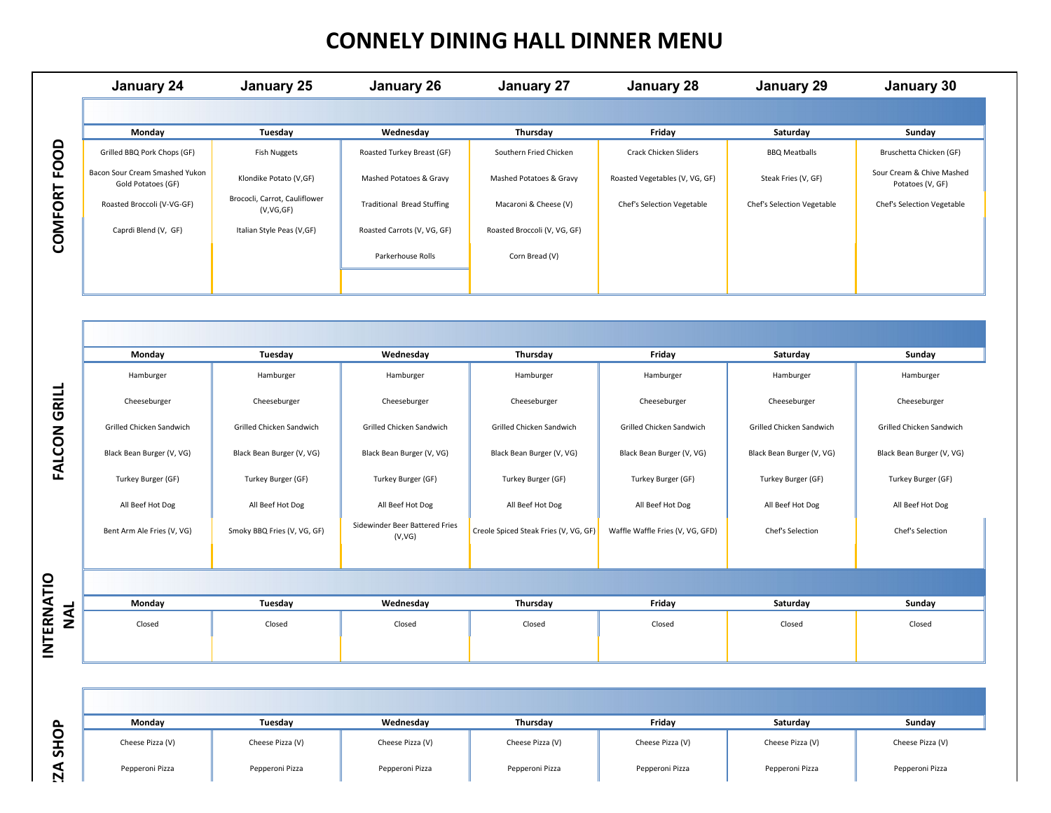# CONNELY DINING HALL DINNER MENU

## COMFORT FOOD

| January 24 | January 25 | January 26 | January 27 | January 28 | January 29 | January 30 |
|---|---|---|---|---|---|---|
| Monday | Tuesday | Wednesday | Thursday | Friday | Saturday | Sunday |
| Grilled BBQ Pork Chops (GF) | Fish Nuggets | Roasted Turkey Breast (GF) | Southern Fried Chicken | Crack Chicken Sliders | BBQ Meatballs | Bruschetta Chicken (GF) |
| Bacon Sour Cream Smashed Yukon Gold Potatoes (GF) | Klondike Potato (V,GF) | Mashed Potatoes & Gravy | Mashed Potatoes & Gravy | Roasted Vegetables (V, VG, GF) | Steak Fries (V, GF) | Sour Cream & Chive Mashed Potatoes (V, GF) |
| Roasted Broccoli (V-VG-GF) | Brococli, Carrot, Cauliflower (V,VG,GF) | Traditional Bread Stuffing | Macaroni & Cheese (V) | Chef's Selection Vegetable | Chef's Selection Vegetable | Chef's Selection Vegetable |
| Caprdi Blend (V, GF) | Italian Style Peas (V,GF) | Roasted Carrots (V, VG, GF) | Roasted Broccoli (V, VG, GF) | | | |
| | | Parkerhouse Rolls | Corn Bread (V) | | | |

## FALCON GRILL

| Monday | Tuesday | Wednesday | Thursday | Friday | Saturday | Sunday |
|---|---|---|---|---|---|---|
| Hamburger | Hamburger | Hamburger | Hamburger | Hamburger | Hamburger | Hamburger |
| Cheeseburger | Cheeseburger | Cheeseburger | Cheeseburger | Cheeseburger | Cheeseburger | Cheeseburger |
| Grilled Chicken Sandwich | Grilled Chicken Sandwich | Grilled Chicken Sandwich | Grilled Chicken Sandwich | Grilled Chicken Sandwich | Grilled Chicken Sandwich | Grilled Chicken Sandwich |
| Black Bean Burger (V, VG) | Black Bean Burger (V, VG) | Black Bean Burger (V, VG) | Black Bean Burger (V, VG) | Black Bean Burger (V, VG) | Black Bean Burger (V, VG) | Black Bean Burger (V, VG) |
| Turkey Burger (GF) | Turkey Burger (GF) | Turkey Burger (GF) | Turkey Burger (GF) | Turkey Burger (GF) | Turkey Burger (GF) | Turkey Burger (GF) |
| All Beef Hot Dog | All Beef Hot Dog | All Beef Hot Dog | All Beef Hot Dog | All Beef Hot Dog | All Beef Hot Dog | All Beef Hot Dog |
| Bent Arm Ale Fries (V, VG) | Smoky BBQ Fries (V, VG, GF) | Sidewinder Beer Battered Fries (V,VG) | Creole Spiced Steak Fries (V, VG, GF) | Waffle Waffle Fries (V, VG, GFD) | Chef's Selection | Chef's Selection |

## INTERNATIONAL

| Monday | Tuesday | Wednesday | Thursday | Friday | Saturday | Sunday |
|---|---|---|---|---|---|---|
| Closed | Closed | Closed | Closed | Closed | Closed | Closed |

## PIZZA SHOP

| Monday | Tuesday | Wednesday | Thursday | Friday | Saturday | Sunday |
|---|---|---|---|---|---|---|
| Cheese Pizza (V) | Cheese Pizza (V) | Cheese Pizza (V) | Cheese Pizza (V) | Cheese Pizza (V) | Cheese Pizza (V) | Cheese Pizza (V) |
| Pepperoni Pizza | Pepperoni Pizza | Pepperoni Pizza | Pepperoni Pizza | Pepperoni Pizza | Pepperoni Pizza | Pepperoni Pizza |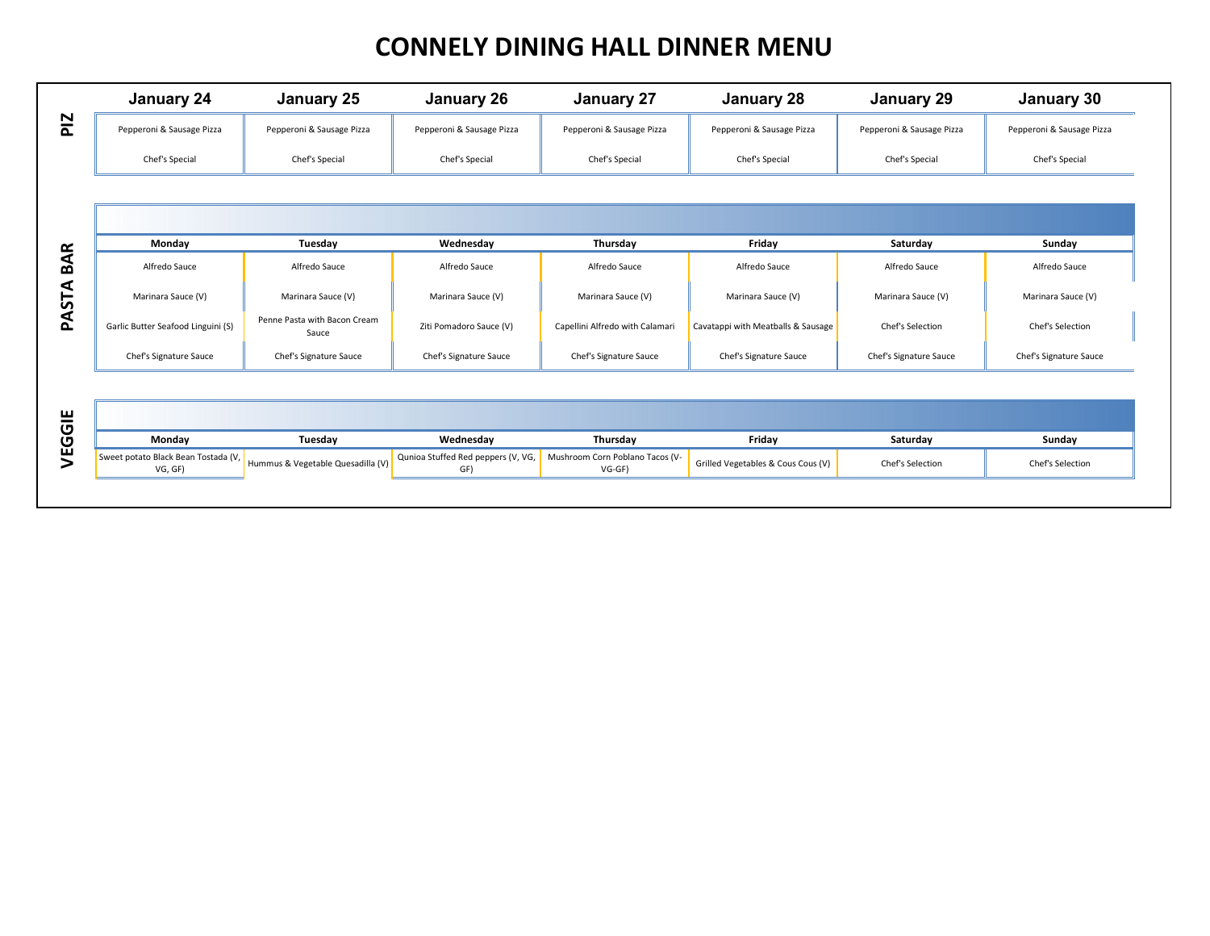# CONNELY DINING HALL DINNER MENU

## PIZ

| | January 24 | January 25 | January 26 | January 27 | January 28 | January 29 | January 30 |
|---|---|---|---|---|---|---|---|
| PIZ | Pepperoni & Sausage Pizza | Pepperoni & Sausage Pizza | Pepperoni & Sausage Pizza | Pepperoni & Sausage Pizza | Pepperoni & Sausage Pizza | Pepperoni & Sausage Pizza | Pepperoni & Sausage Pizza |
| | Chef's Special | Chef's Special | Chef's Special | Chef's Special | Chef's Special | Chef's Special | Chef's Special |

## PASTA BAR

| Monday | Tuesday | Wednesday | Thursday | Friday | Saturday | Sunday |
|---|---|---|---|---|---|---|
| Alfredo Sauce | Alfredo Sauce | Alfredo Sauce | Alfredo Sauce | Alfredo Sauce | Alfredo Sauce | Alfredo Sauce |
| Marinara Sauce (V) | Marinara Sauce (V) | Marinara Sauce (V) | Marinara Sauce (V) | Marinara Sauce (V) | Marinara Sauce (V) | Marinara Sauce (V) |
| Garlic Butter Seafood Linguini (S) | Penne Pasta with Bacon Cream Sauce | Ziti Pomadoro Sauce (V) | Capellini Alfredo with Calamari | Cavatappi with Meatballs & Sausage | Chef's Selection | Chef's Selection |
| Chef's Signature Sauce | Chef's Signature Sauce | Chef's Signature Sauce | Chef's Signature Sauce | Chef's Signature Sauce | Chef's Signature Sauce | Chef's Signature Sauce |

## VEGGIE

| Monday | Tuesday | Wednesday | Thursday | Friday | Saturday | Sunday |
|---|---|---|---|---|---|---|
| Sweet potato Black Bean Tostada (V, VG, GF) | Hummus & Vegetable Quesadilla (V) | Qunioa Stuffed Red peppers (V, VG, GF) | Mushroom Corn Poblano Tacos (V-VG-GF) | Grilled Vegetables & Cous Cous (V) | Chef's Selection | Chef's Selection |